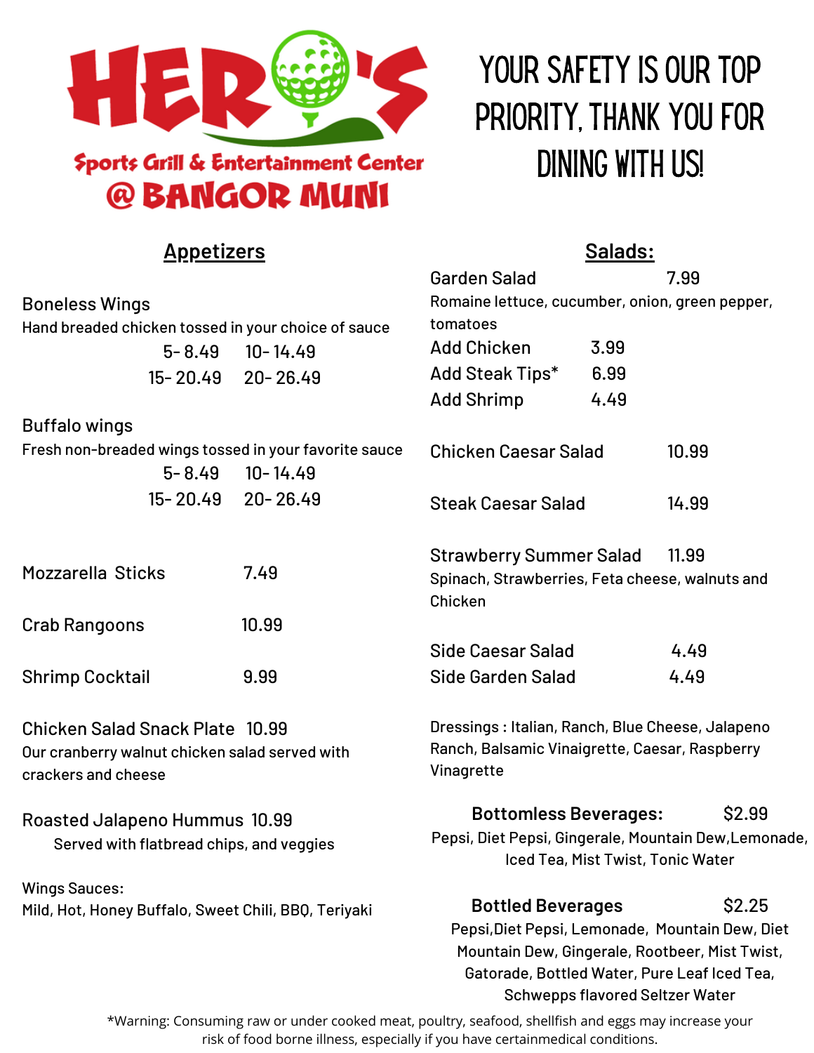# HERO'S

Sports Grill & Entertainment Center

@ BANGOR MUNI

YOUR SAFETY IS OUR TOP PRIORITY, THANK YOU FOR DINING WITH US!

## Appetizers

**Boneless Wings**
Hand breaded chicken tossed in your choice of sauce
5- 8.49   10- 14.49
15- 20.49   20- 26.49

**Buffalo wings**
Fresh non-breaded wings tossed in your favorite sauce
5- 8.49   10- 14.49
15- 20.49   20- 26.49

Mozzarella Sticks 7.49

Crab Rangoons 10.99

Shrimp Cocktail 9.99

Chicken Salad Snack Plate 10.99
Our cranberry walnut chicken salad served with crackers and cheese

Roasted Jalapeno Hummus 10.99
Served with flatbread chips, and veggies

Wings Sauces:
Mild, Hot, Honey Buffalo, Sweet Chili, BBQ, Teriyaki

## Salads:

Garden Salad 7.99
Romaine lettuce, cucumber, onion, green pepper, tomatoes
Add Chicken 3.99
Add Steak Tips* 6.99
Add Shrimp 4.49

Chicken Caesar Salad 10.99

Steak Caesar Salad 14.99

Strawberry Summer Salad 11.99
Spinach, Strawberries, Feta cheese, walnuts and Chicken

Side Caesar Salad 4.49
Side Garden Salad 4.49

Dressings : Italian, Ranch, Blue Cheese, Jalapeno Ranch, Balsamic Vinaigrette, Caesar, Raspberry Vinagrette

**Bottomless Beverages: $2.99**
Pepsi, Diet Pepsi, Gingerale, Mountain Dew, Lemonade, Iced Tea, Mist Twist, Tonic Water

**Bottled Beverages $2.25**
Pepsi, Diet Pepsi, Lemonade, Mountain Dew, Diet Mountain Dew, Gingerale, Rootbeer, Mist Twist, Gatorade, Bottled Water, Pure Leaf Iced Tea, Schwepps flavored Seltzer Water

*Warning: Consuming raw or under cooked meat, poultry, seafood, shellfish and eggs may increase your risk of food borne illness, especially if you have certainmedical conditions.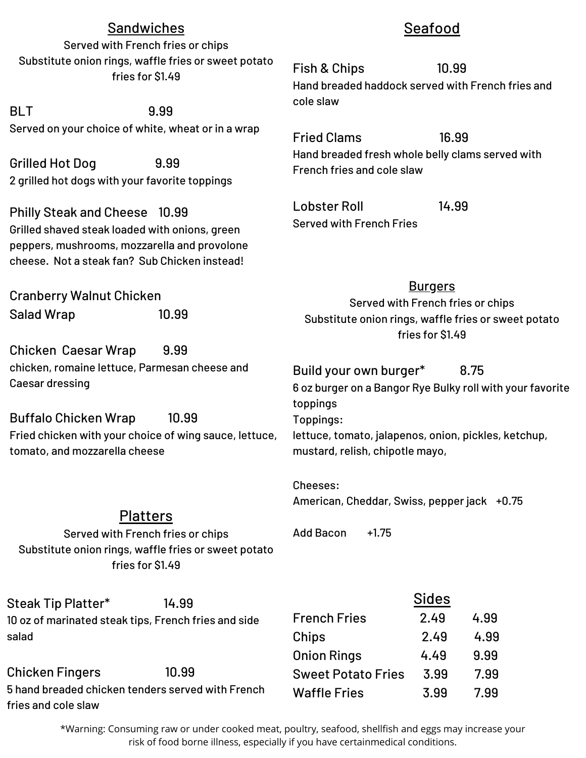## Sandwiches

Served with French fries or chips
Substitute onion rings, waffle fries or sweet potato fries for $1.49

**BLT** 9.99
Served on your choice of white, wheat or in a wrap

**Grilled Hot Dog** 9.99
2 grilled hot dogs with your favorite toppings

**Philly Steak and Cheese** 10.99
Grilled shaved steak loaded with onions, green peppers, mushrooms, mozzarella and provolone cheese. Not a steak fan? Sub Chicken instead!

**Cranberry Walnut Chicken Salad Wrap** 10.99

**Chicken Caesar Wrap** 9.99
chicken, romaine lettuce, Parmesan cheese and Caesar dressing

**Buffalo Chicken Wrap** 10.99
Fried chicken with your choice of wing sauce, lettuce, tomato, and mozzarella cheese

## Platters

Served with French fries or chips
Substitute onion rings, waffle fries or sweet potato fries for $1.49

**Steak Tip Platter*** 14.99
10 oz of marinated steak tips, French fries and side salad

**Chicken Fingers** 10.99
5 hand breaded chicken tenders served with French fries and cole slaw

## Seafood

**Fish & Chips** 10.99
Hand breaded haddock served with French fries and cole slaw

**Fried Clams** 16.99
Hand breaded fresh whole belly clams served with French fries and cole slaw

**Lobster Roll** 14.99
Served with French Fries

## Burgers

Served with French fries or chips
Substitute onion rings, waffle fries or sweet potato fries for $1.49

**Build your own burger*** 8.75
6 oz burger on a Bangor Rye Bulky roll with your favorite toppings

Toppings:
lettuce, tomato, jalapenos, onion, pickles, ketchup, mustard, relish, chipotle mayo,

Cheeses:
American, Cheddar, Swiss, pepper jack +0.75

Add Bacon +1.75

## Sides

| | | |
|---|---|---|
| French Fries | 2.49 | 4.99 |
| Chips | 2.49 | 4.99 |
| Onion Rings | 4.49 | 9.99 |
| Sweet Potato Fries | 3.99 | 7.99 |
| Waffle Fries | 3.99 | 7.99 |

*Warning: Consuming raw or under cooked meat, poultry, seafood, shellfish and eggs may increase your risk of food borne illness, especially if you have certainmedical conditions.